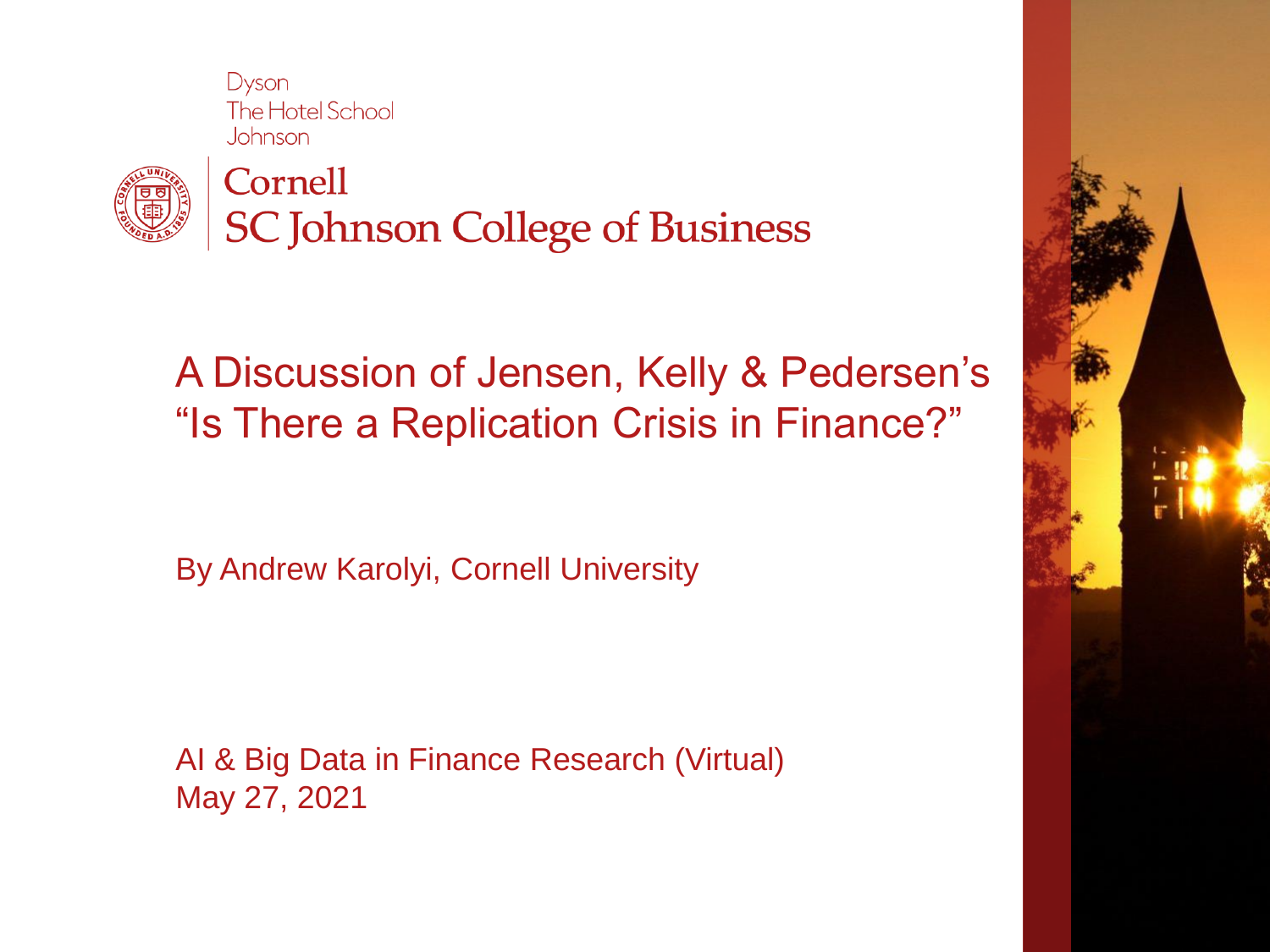Dyson
The Hotel School
Johnson

Cornell
SC Johnson College of Business

# A Discussion of Jensen, Kelly & Pedersen's "Is There a Replication Crisis in Finance?"

By Andrew Karolyi, Cornell University

AI & Big Data in Finance Research (Virtual)
May 27, 2021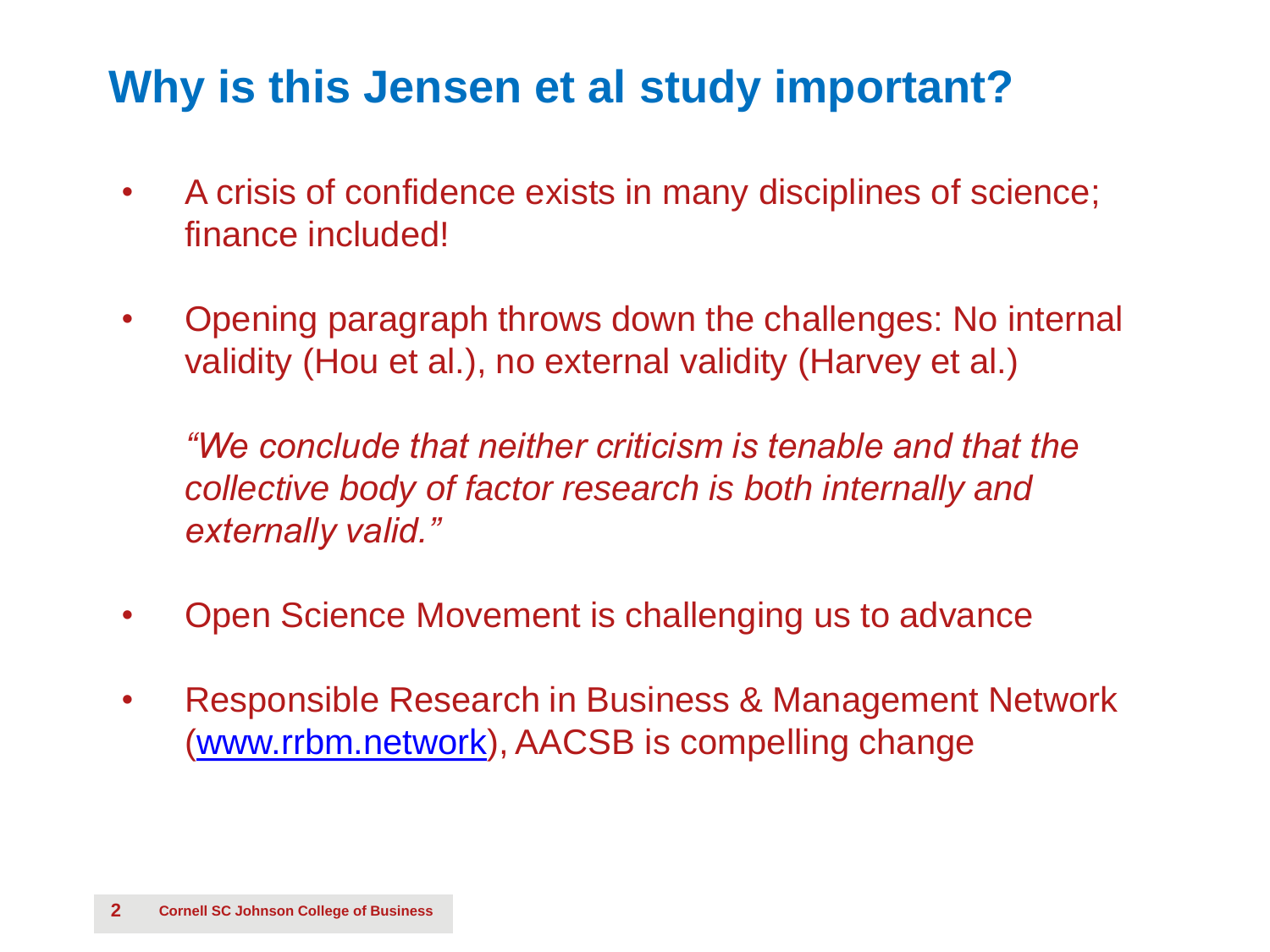# Why is this Jensen et al study important?

- A crisis of confidence exists in many disciplines of science; finance included!
- Opening paragraph throws down the challenges: No internal validity (Hou et al.), no external validity (Harvey et al.)

  *"We conclude that neither criticism is tenable and that the collective body of factor research is both internally and externally valid."*

- Open Science Movement is challenging us to advance
- Responsible Research in Business & Management Network (www.rrbm.network), AACSB is compelling change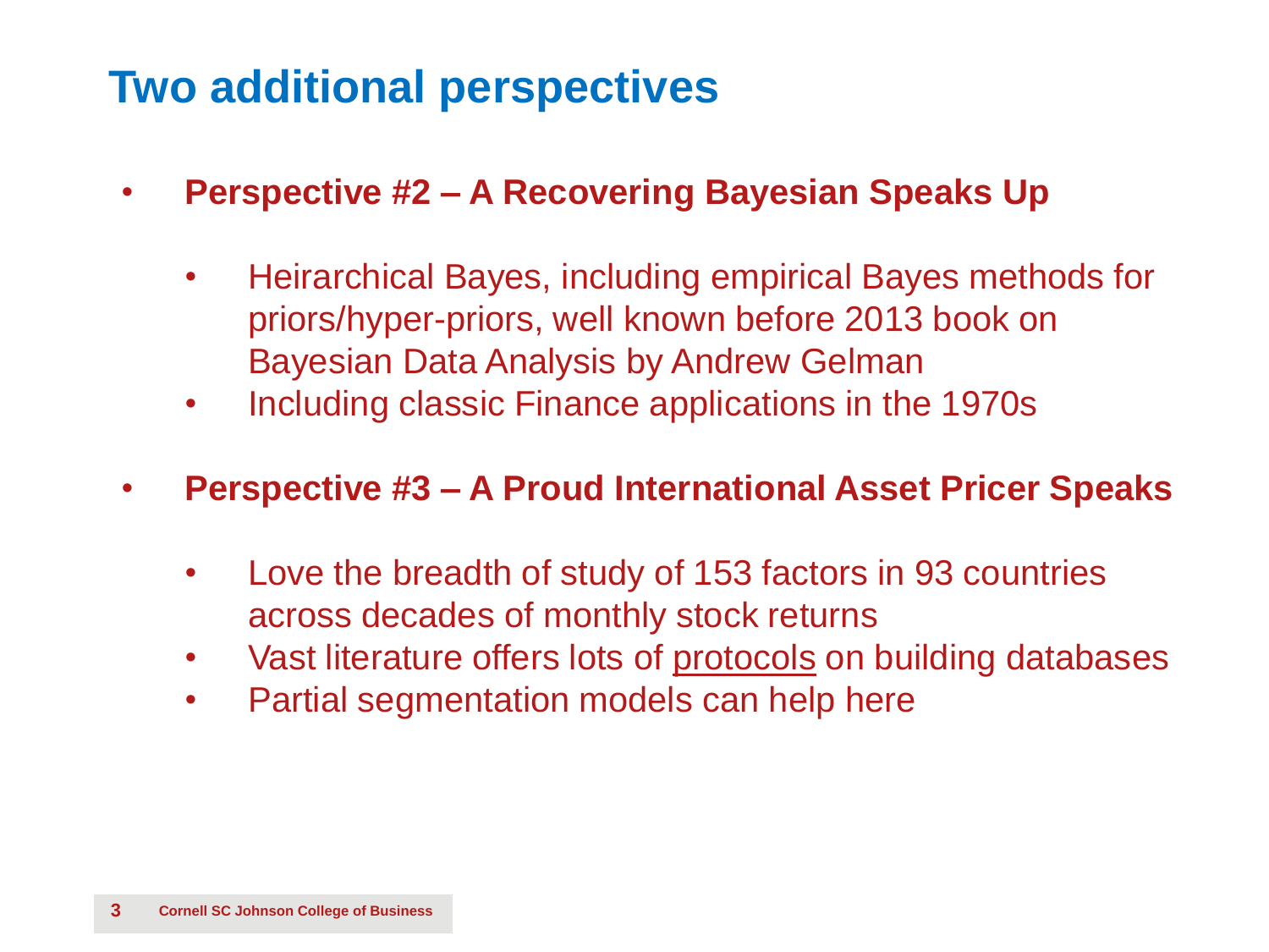# Two additional perspectives

- **Perspective #2 – A Recovering Bayesian Speaks Up**
  - Heirarchical Bayes, including empirical Bayes methods for priors/hyper-priors, well known before 2013 book on Bayesian Data Analysis by Andrew Gelman
  - Including classic Finance applications in the 1970s

- **Perspective #3 – A Proud International Asset Pricer Speaks**
  - Love the breadth of study of 153 factors in 93 countries across decades of monthly stock returns
  - Vast literature offers lots of <u>protocols</u> on building databases
  - Partial segmentation models can help here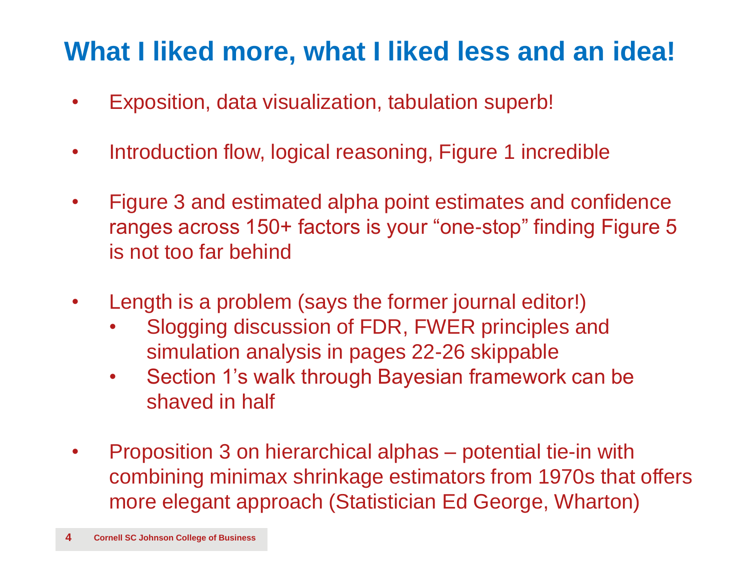# What I liked more, what I liked less and an idea!

- Exposition, data visualization, tabulation superb!
- Introduction flow, logical reasoning, Figure 1 incredible
- Figure 3 and estimated alpha point estimates and confidence ranges across 150+ factors is your "one-stop" finding Figure 5 is not too far behind
- Length is a problem (says the former journal editor!)
  - Slogging discussion of FDR, FWER principles and simulation analysis in pages 22-26 skippable
  - Section 1's walk through Bayesian framework can be shaved in half
- Proposition 3 on hierarchical alphas – potential tie-in with combining minimax shrinkage estimators from 1970s that offers more elegant approach (Statistician Ed George, Wharton)